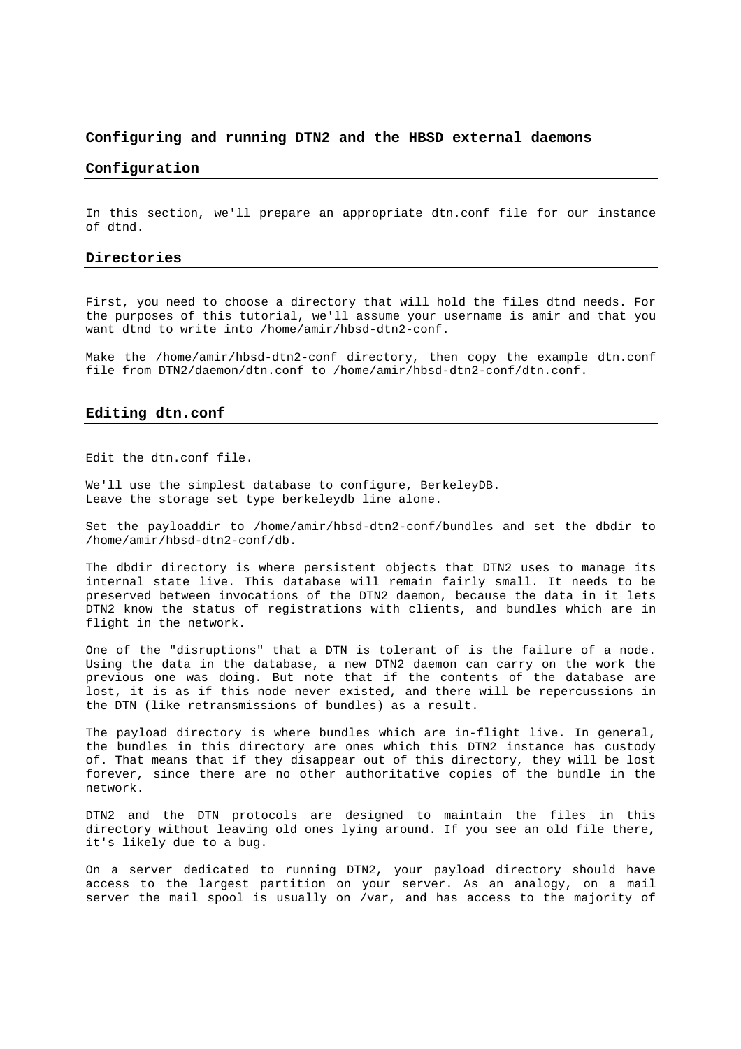# Configuring and running DTN2 and the HBSD external daemons

## Configuration

In this section, we'll prepare an appropriate dtn.conf file for our instance of dtnd.

## Directories

First, you need to choose a directory that will hold the files dtnd needs. For the purposes of this tutorial, we'll assume your username is amir and that you want dtnd to write into /home/amir/hbsd-dtn2-conf.

Make the /home/amir/hbsd-dtn2-conf directory, then copy the example dtn.conf file from DTN2/daemon/dtn.conf to /home/amir/hbsd-dtn2-conf/dtn.conf.

## Editing dtn.conf

Edit the dtn.conf file.

We'll use the simplest database to configure, BerkeleyDB.
Leave the storage set type berkeleydb line alone.

Set the payloaddir to /home/amir/hbsd-dtn2-conf/bundles and set the dbdir to /home/amir/hbsd-dtn2-conf/db.

The dbdir directory is where persistent objects that DTN2 uses to manage its internal state live. This database will remain fairly small. It needs to be preserved between invocations of the DTN2 daemon, because the data in it lets DTN2 know the status of registrations with clients, and bundles which are in flight in the network.

One of the "disruptions" that a DTN is tolerant of is the failure of a node. Using the data in the database, a new DTN2 daemon can carry on the work the previous one was doing. But note that if the contents of the database are lost, it is as if this node never existed, and there will be repercussions in the DTN (like retransmissions of bundles) as a result.

The payload directory is where bundles which are in-flight live. In general, the bundles in this directory are ones which this DTN2 instance has custody of. That means that if they disappear out of this directory, they will be lost forever, since there are no other authoritative copies of the bundle in the network.

DTN2 and the DTN protocols are designed to maintain the files in this directory without leaving old ones lying around. If you see an old file there, it's likely due to a bug.

On a server dedicated to running DTN2, your payload directory should have access to the largest partition on your server. As an analogy, on a mail server the mail spool is usually on /var, and has access to the majority of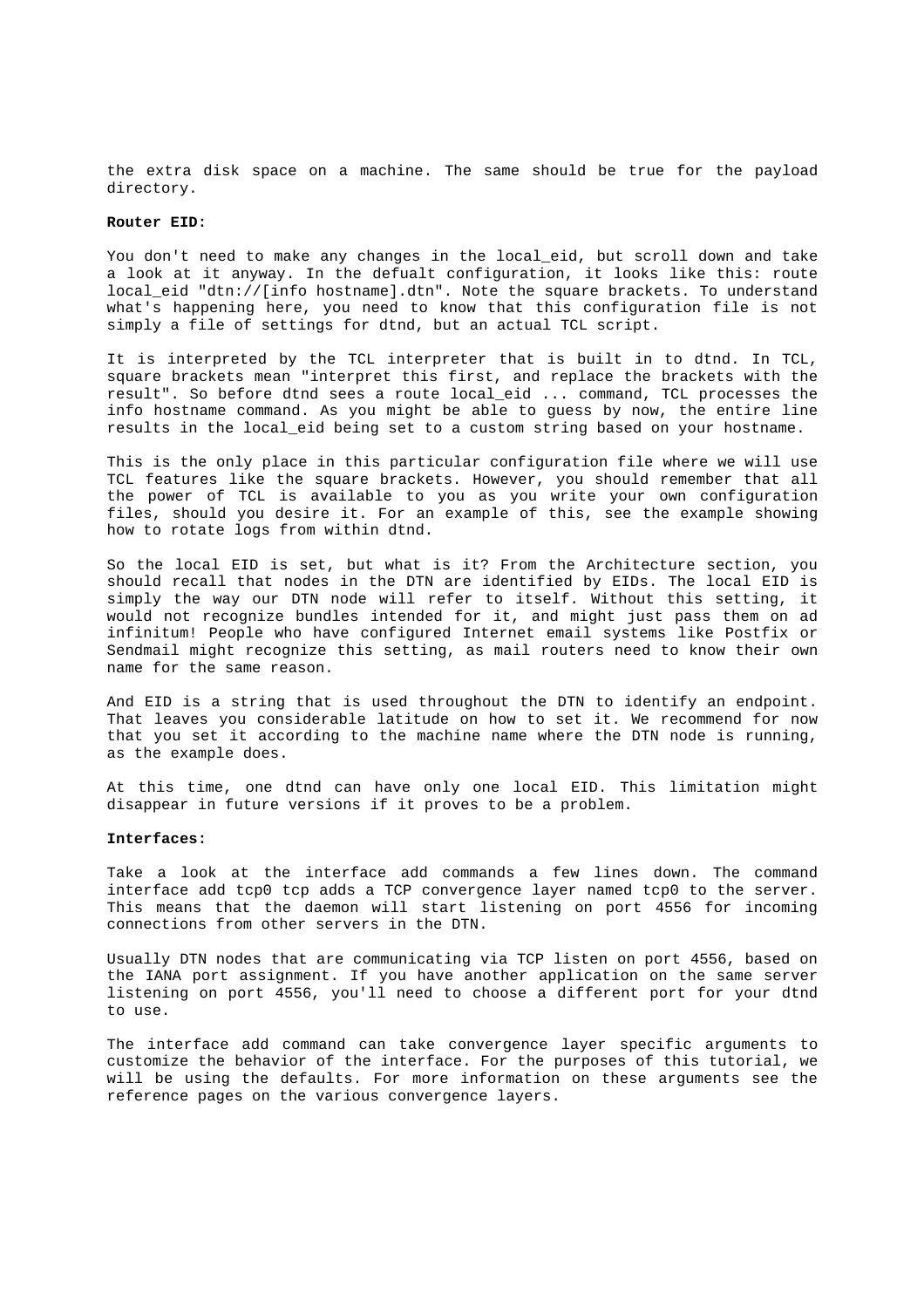the extra disk space on a machine. The same should be true for the payload directory.

**Router EID:**

You don't need to make any changes in the local_eid, but scroll down and take a look at it anyway. In the defualt configuration, it looks like this: route local_eid "dtn://[info hostname].dtn". Note the square brackets. To understand what's happening here, you need to know that this configuration file is not simply a file of settings for dtnd, but an actual TCL script.

It is interpreted by the TCL interpreter that is built in to dtnd. In TCL, square brackets mean "interpret this first, and replace the brackets with the result". So before dtnd sees a route local_eid ... command, TCL processes the info hostname command. As you might be able to guess by now, the entire line results in the local_eid being set to a custom string based on your hostname.

This is the only place in this particular configuration file where we will use TCL features like the square brackets. However, you should remember that all the power of TCL is available to you as you write your own configuration files, should you desire it. For an example of this, see the example showing how to rotate logs from within dtnd.

So the local EID is set, but what is it? From the Architecture section, you should recall that nodes in the DTN are identified by EIDs. The local EID is simply the way our DTN node will refer to itself. Without this setting, it would not recognize bundles intended for it, and might just pass them on ad infinitum! People who have configured Internet email systems like Postfix or Sendmail might recognize this setting, as mail routers need to know their own name for the same reason.

And EID is a string that is used throughout the DTN to identify an endpoint. That leaves you considerable latitude on how to set it. We recommend for now that you set it according to the machine name where the DTN node is running, as the example does.

At this time, one dtnd can have only one local EID. This limitation might disappear in future versions if it proves to be a problem.

**Interfaces:**

Take a look at the interface add commands a few lines down. The command interface add tcp0 tcp adds a TCP convergence layer named tcp0 to the server. This means that the daemon will start listening on port 4556 for incoming connections from other servers in the DTN.

Usually DTN nodes that are communicating via TCP listen on port 4556, based on the IANA port assignment. If you have another application on the same server listening on port 4556, you'll need to choose a different port for your dtnd to use.

The interface add command can take convergence layer specific arguments to customize the behavior of the interface. For the purposes of this tutorial, we will be using the defaults. For more information on these arguments see the reference pages on the various convergence layers.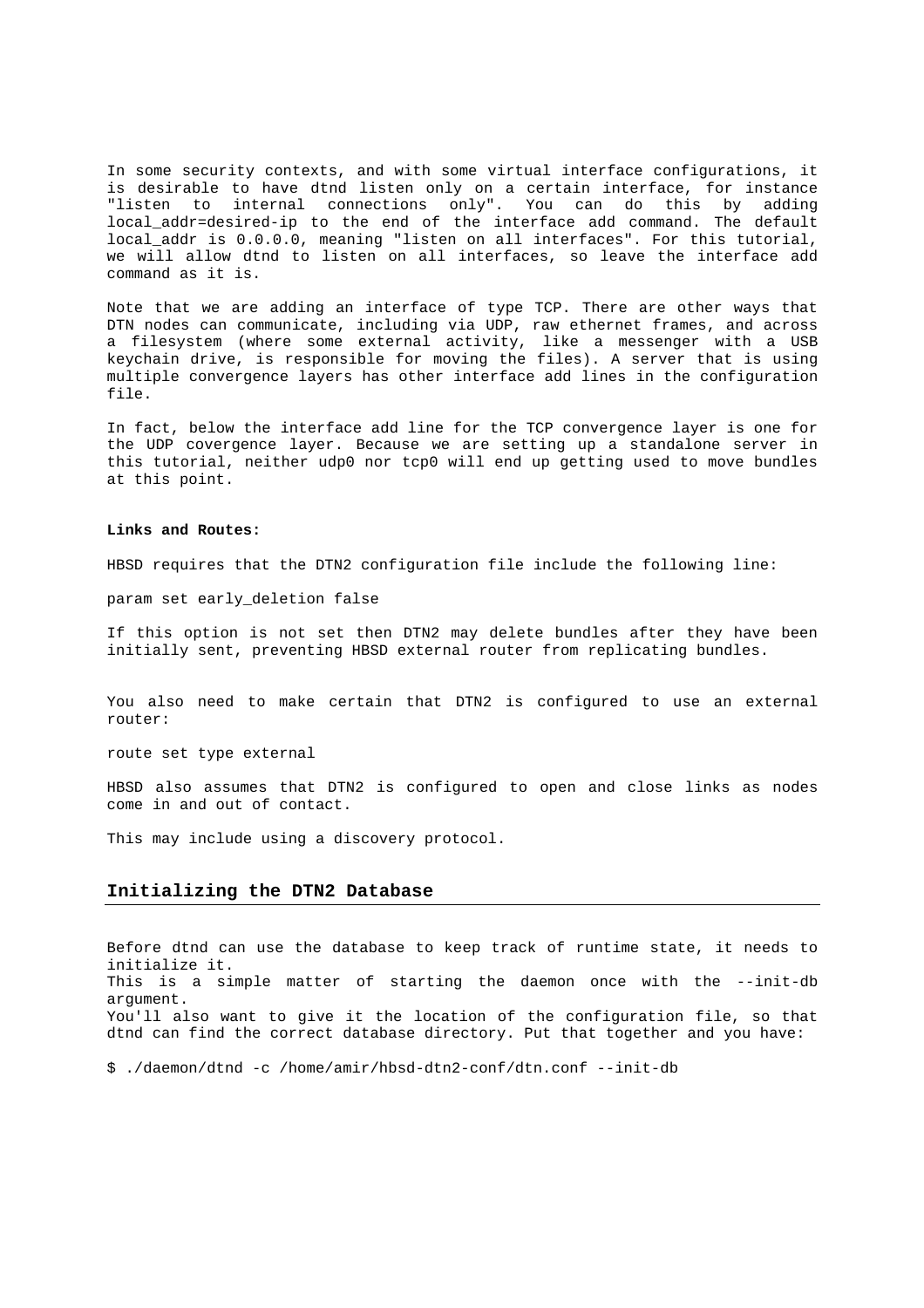In some security contexts, and with some virtual interface configurations, it is desirable to have dtnd listen only on a certain interface, for instance "listen to internal connections only". You can do this by adding local_addr=desired-ip to the end of the interface add command. The default local_addr is 0.0.0.0, meaning "listen on all interfaces". For this tutorial, we will allow dtnd to listen on all interfaces, so leave the interface add command as it is.

Note that we are adding an interface of type TCP. There are other ways that DTN nodes can communicate, including via UDP, raw ethernet frames, and across a filesystem (where some external activity, like a messenger with a USB keychain drive, is responsible for moving the files). A server that is using multiple convergence layers has other interface add lines in the configuration file.

In fact, below the interface add line for the TCP convergence layer is one for the UDP covergence layer. Because we are setting up a standalone server in this tutorial, neither udp0 nor tcp0 will end up getting used to move bundles at this point.

**Links and Routes:**

HBSD requires that the DTN2 configuration file include the following line:

```
param set early_deletion false
```

If this option is not set then DTN2 may delete bundles after they have been initially sent, preventing HBSD external router from replicating bundles.

You also need to make certain that DTN2 is configured to use an external router:

```
route set type external
```

HBSD also assumes that DTN2 is configured to open and close links as nodes come in and out of contact.

This may include using a discovery protocol.

## Initializing the DTN2 Database

Before dtnd can use the database to keep track of runtime state, it needs to initialize it.
This is a simple matter of starting the daemon once with the --init-db argument.
You'll also want to give it the location of the configuration file, so that dtnd can find the correct database directory. Put that together and you have:

```
$ ./daemon/dtnd -c /home/amir/hbsd-dtn2-conf/dtn.conf --init-db
```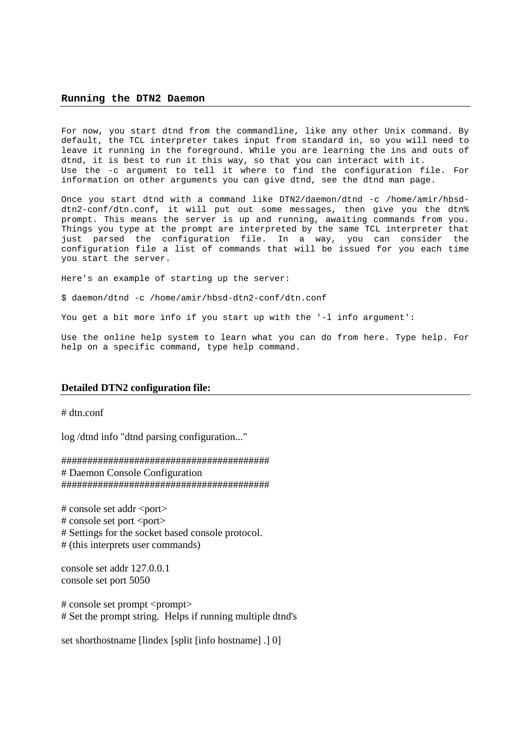## Running the DTN2 Daemon

For now, you start dtnd from the commandline, like any other Unix command. By default, the TCL interpreter takes input from standard in, so you will need to leave it running in the foreground. While you are learning the ins and outs of dtnd, it is best to run it this way, so that you can interact with it.
Use the -c argument to tell it where to find the configuration file. For information on other arguments you can give dtnd, see the dtnd man page.

Once you start dtnd with a command like DTN2/daemon/dtnd -c /home/amir/hbsd-dtn2-conf/dtn.conf, it will put out some messages, then give you the dtn% prompt. This means the server is up and running, awaiting commands from you. Things you type at the prompt are interpreted by the same TCL interpreter that just parsed the configuration file. In a way, you can consider the configuration file a list of commands that will be issued for you each time you start the server.

Here's an example of starting up the server:

```
$ daemon/dtnd -c /home/amir/hbsd-dtn2-conf/dtn.conf
```

You get a bit more info if you start up with the '-l info argument':

Use the online help system to learn what you can do from here. Type help. For help on a specific command, type help command.

## Detailed DTN2 configuration file:

```
# dtn.conf

log /dtnd info "dtnd parsing configuration..."

########################################
# Daemon Console Configuration
########################################

# console set addr <port>
# console set port <port>
# Settings for the socket based console protocol.
# (this interprets user commands)

console set addr 127.0.0.1
console set port 5050

# console set prompt <prompt>
# Set the prompt string.  Helps if running multiple dtnd's

set shorthostname [lindex [split [info hostname] .] 0]
```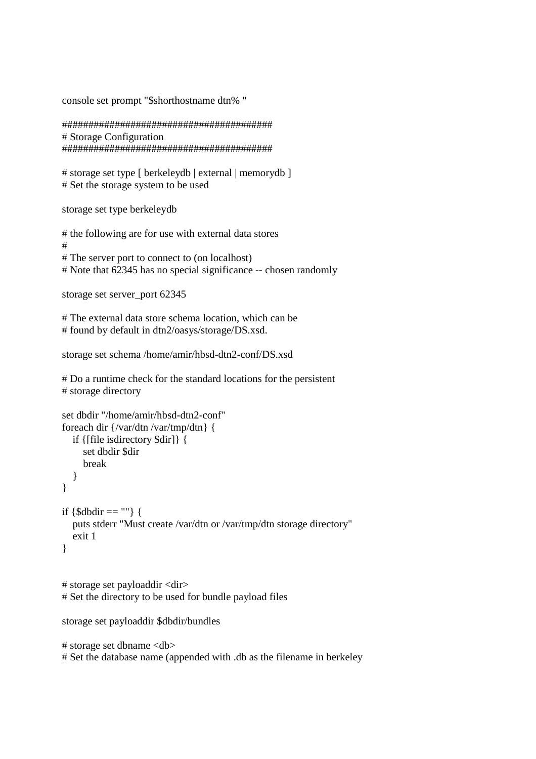```
console set prompt "$shorthostname dtn% "

########################################
# Storage Configuration
########################################

# storage set type [ berkeleydb | external | memorydb ]
# Set the storage system to be used

storage set type berkeleydb

# the following are for use with external data stores
#
# The server port to connect to (on localhost)
# Note that 62345 has no special significance -- chosen randomly

storage set server_port 62345

# The external data store schema location, which can be
# found by default in dtn2/oasys/storage/DS.xsd.

storage set schema /home/amir/hbsd-dtn2-conf/DS.xsd

# Do a runtime check for the standard locations for the persistent
# storage directory

set dbdir "/home/amir/hbsd-dtn2-conf"
foreach dir {/var/dtn /var/tmp/dtn} {
   if {[file isdirectory $dir]} {
      set dbdir $dir
      break
   }
}

if {$dbdir == ""} {
   puts stderr "Must create /var/dtn or /var/tmp/dtn storage directory"
   exit 1
}


# storage set payloaddir <dir>
# Set the directory to be used for bundle payload files

storage set payloaddir $dbdir/bundles

# storage set dbname <db>
# Set the database name (appended with .db as the filename in berkeley
```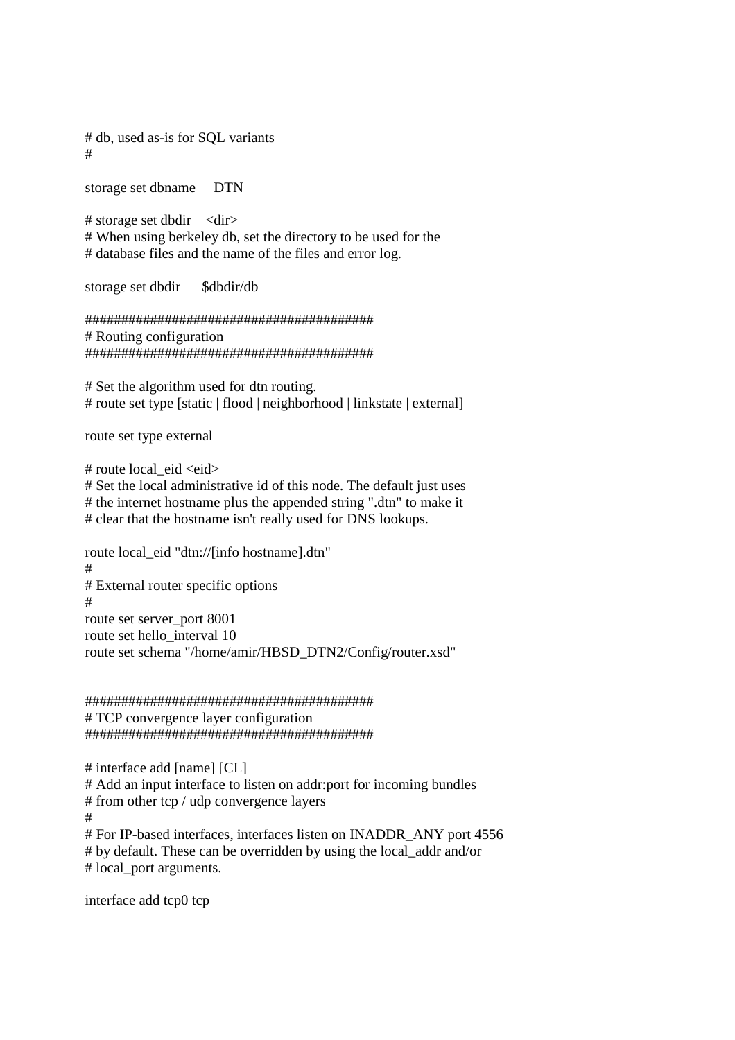```
# db, used as-is for SQL variants
#

storage set dbname     DTN

# storage set dbdir    <dir>
# When using berkeley db, set the directory to be used for the
# database files and the name of the files and error log.

storage set dbdir      $dbdir/db

########################################
# Routing configuration
########################################

# Set the algorithm used for dtn routing.
# route set type [static | flood | neighborhood | linkstate | external]

route set type external

# route local_eid <eid>
# Set the local administrative id of this node. The default just uses
# the internet hostname plus the appended string ".dtn" to make it
# clear that the hostname isn't really used for DNS lookups.

route local_eid "dtn://[info hostname].dtn"
#
# External router specific options
#
route set server_port 8001
route set hello_interval 10
route set schema "/home/amir/HBSD_DTN2/Config/router.xsd"


########################################
# TCP convergence layer configuration
########################################

# interface add [name] [CL]
# Add an input interface to listen on addr:port for incoming bundles
# from other tcp / udp convergence layers
#
# For IP-based interfaces, interfaces listen on INADDR_ANY port 4556
# by default. These can be overridden by using the local_addr and/or
# local_port arguments.

interface add tcp0 tcp
```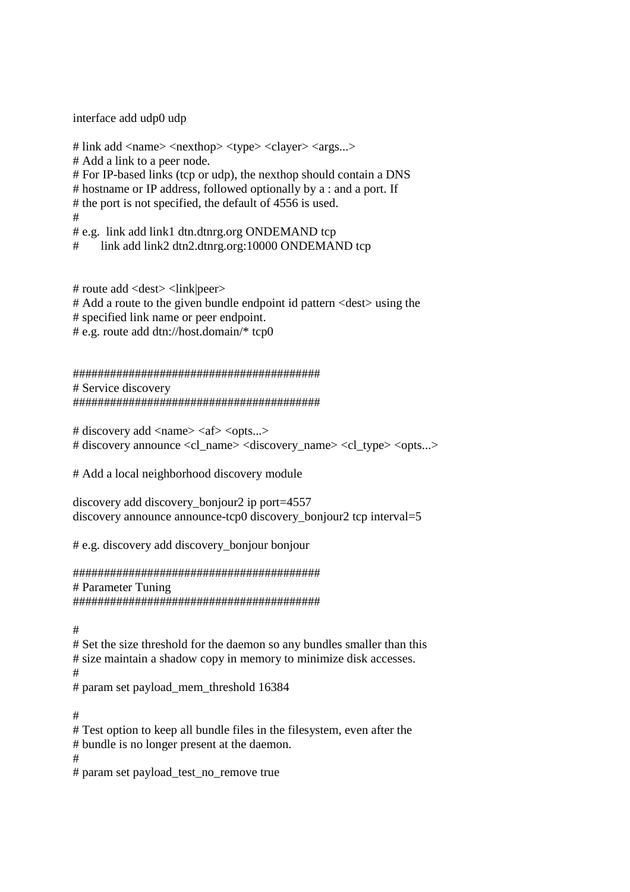```
interface add udp0 udp

# link add <name> <nexthop> <type> <clayer> <args...>
# Add a link to a peer node.
# For IP-based links (tcp or udp), the nexthop should contain a DNS
# hostname or IP address, followed optionally by a : and a port. If
# the port is not specified, the default of 4556 is used.
#
# e.g.  link add link1 dtn.dtnrg.org ONDEMAND tcp
#       link add link2 dtn2.dtnrg.org:10000 ONDEMAND tcp


# route add <dest> <link|peer>
# Add a route to the given bundle endpoint id pattern <dest> using the
# specified link name or peer endpoint.
# e.g. route add dtn://host.domain/* tcp0


########################################
# Service discovery
########################################

# discovery add <name> <af> <opts...>
# discovery announce <cl_name> <discovery_name> <cl_type> <opts...>

# Add a local neighborhood discovery module

discovery add discovery_bonjour2 ip port=4557
discovery announce announce-tcp0 discovery_bonjour2 tcp interval=5

# e.g. discovery add discovery_bonjour bonjour

########################################
# Parameter Tuning
########################################

#
# Set the size threshold for the daemon so any bundles smaller than this
# size maintain a shadow copy in memory to minimize disk accesses.
#
# param set payload_mem_threshold 16384

#
# Test option to keep all bundle files in the filesystem, even after the
# bundle is no longer present at the daemon.
#
# param set payload_test_no_remove true
```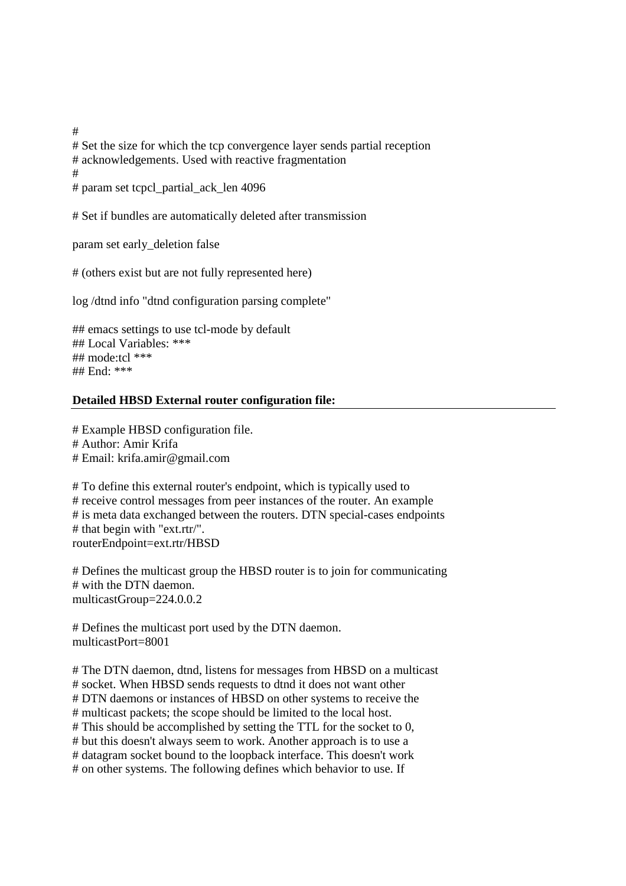```
#
# Set the size for which the tcp convergence layer sends partial reception
# acknowledgements. Used with reactive fragmentation
#
# param set tcpcl_partial_ack_len 4096

# Set if bundles are automatically deleted after transmission

param set early_deletion false

# (others exist but are not fully represented here)

log /dtnd info "dtnd configuration parsing complete"

## emacs settings to use tcl-mode by default
## Local Variables: ***
## mode:tcl ***
## End: ***
```

**Detailed HBSD External router configuration file:**

```
# Example HBSD configuration file.
# Author: Amir Krifa
# Email: krifa.amir@gmail.com

# To define this external router's endpoint, which is typically used to
# receive control messages from peer instances of the router. An example
# is meta data exchanged between the routers. DTN special-cases endpoints
# that begin with "ext.rtr/".
routerEndpoint=ext.rtr/HBSD

# Defines the multicast group the HBSD router is to join for communicating
# with the DTN daemon.
multicastGroup=224.0.0.2

# Defines the multicast port used by the DTN daemon.
multicastPort=8001

# The DTN daemon, dtnd, listens for messages from HBSD on a multicast
# socket. When HBSD sends requests to dtnd it does not want other
# DTN daemons or instances of HBSD on other systems to receive the
# multicast packets; the scope should be limited to the local host.
# This should be accomplished by setting the TTL for the socket to 0,
# but this doesn't always seem to work. Another approach is to use a
# datagram socket bound to the loopback interface. This doesn't work
# on other systems. The following defines which behavior to use. If
```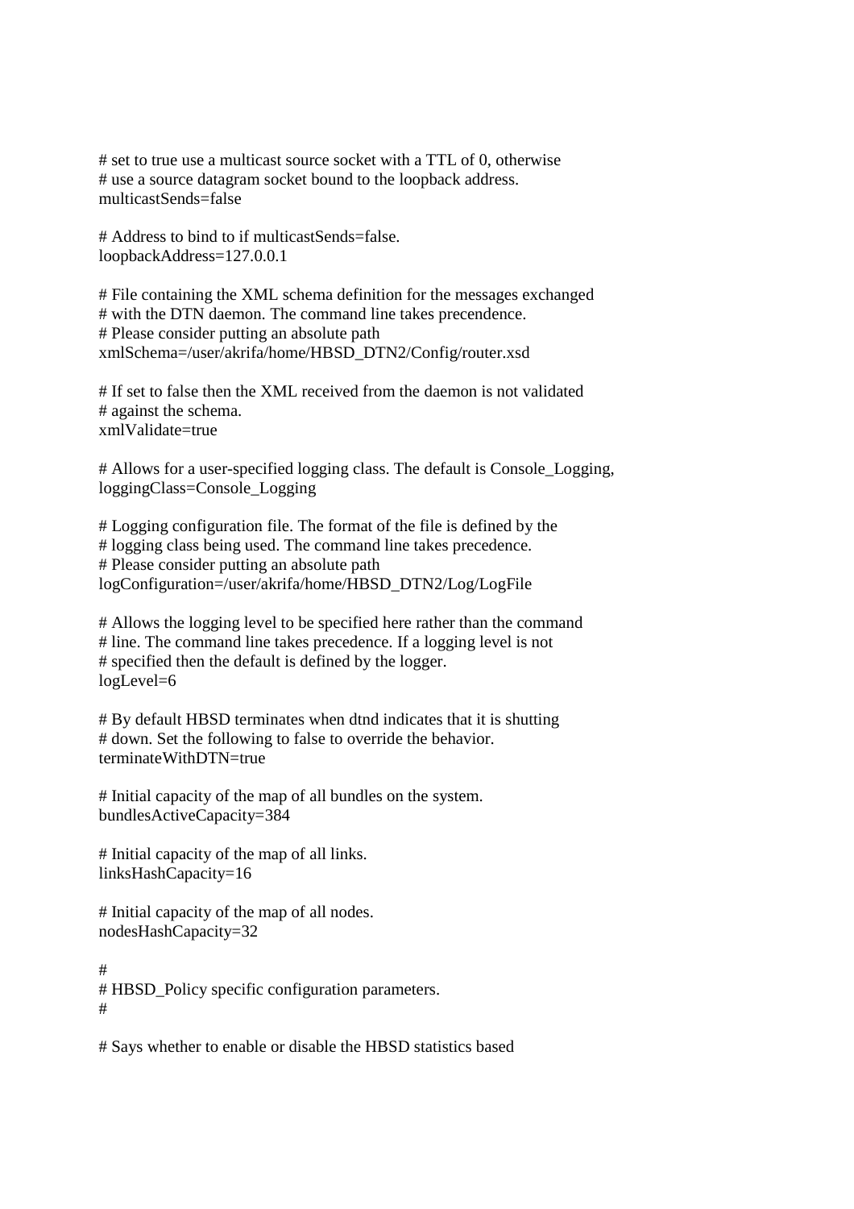```
# set to true use a multicast source socket with a TTL of 0, otherwise
# use a source datagram socket bound to the loopback address.
multicastSends=false

# Address to bind to if multicastSends=false.
loopbackAddress=127.0.0.1

# File containing the XML schema definition for the messages exchanged
# with the DTN daemon. The command line takes precendence.
# Please consider putting an absolute path
xmlSchema=/user/akrifa/home/HBSD_DTN2/Config/router.xsd

# If set to false then the XML received from the daemon is not validated
# against the schema.
xmlValidate=true

# Allows for a user-specified logging class. The default is Console_Logging,
loggingClass=Console_Logging

# Logging configuration file. The format of the file is defined by the
# logging class being used. The command line takes precedence.
# Please consider putting an absolute path
logConfiguration=/user/akrifa/home/HBSD_DTN2/Log/LogFile

# Allows the logging level to be specified here rather than the command
# line. The command line takes precedence. If a logging level is not
# specified then the default is defined by the logger.
logLevel=6

# By default HBSD terminates when dtnd indicates that it is shutting
# down. Set the following to false to override the behavior.
terminateWithDTN=true

# Initial capacity of the map of all bundles on the system.
bundlesActiveCapacity=384

# Initial capacity of the map of all links.
linksHashCapacity=16

# Initial capacity of the map of all nodes.
nodesHashCapacity=32

#
# HBSD_Policy specific configuration parameters.
#

# Says whether to enable or disable the HBSD statistics based
```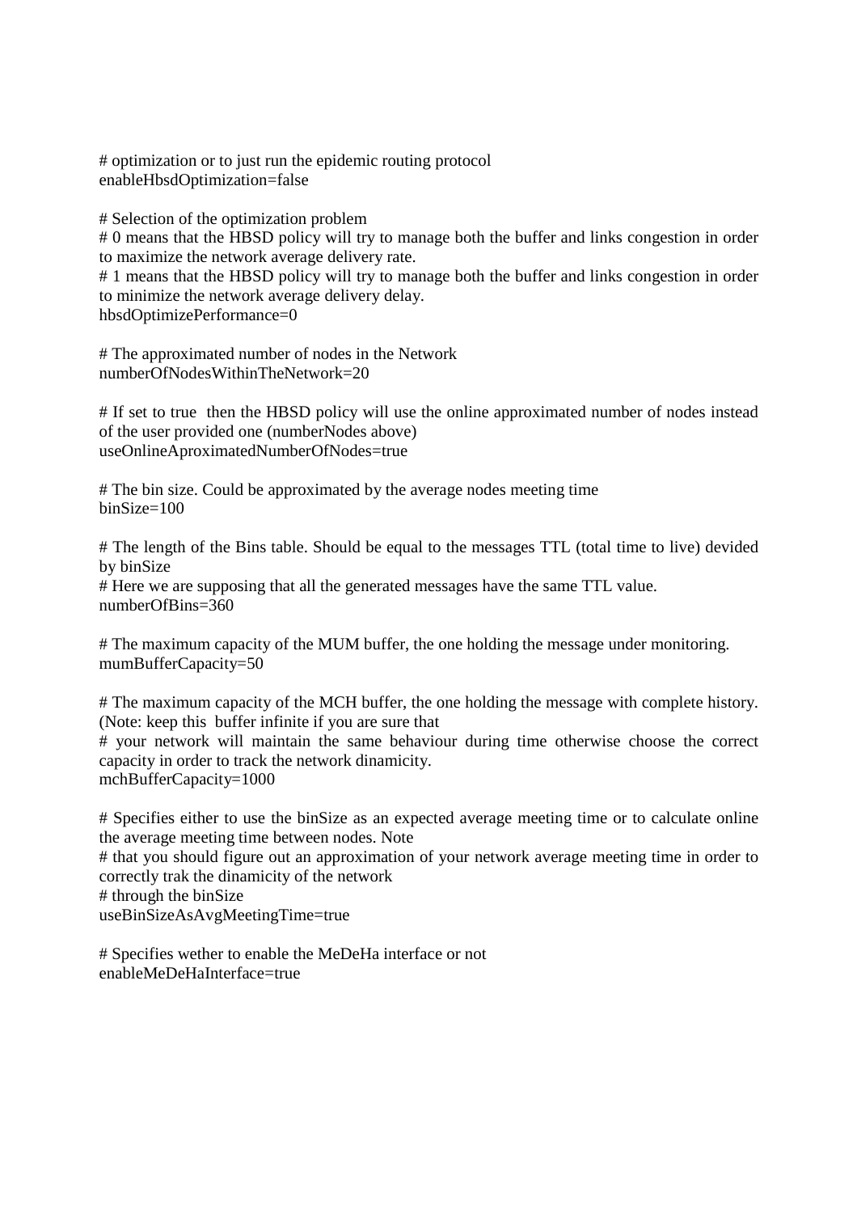```
# optimization or to just run the epidemic routing protocol
enableHbsdOptimization=false

# Selection of the optimization problem
# 0 means that the HBSD policy will try to manage both the buffer and links congestion in order to maximize the network average delivery rate.
# 1 means that the HBSD policy will try to manage both the buffer and links congestion in order to minimize the network average delivery delay.
hbsdOptimizePerformance=0

# The approximated number of nodes in the Network
numberOfNodesWithinTheNetwork=20

# If set to true  then the HBSD policy will use the online approximated number of nodes instead of the user provided one (numberNodes above)
useOnlineAproximatedNumberOfNodes=true

# The bin size. Could be approximated by the average nodes meeting time
binSize=100

# The length of the Bins table. Should be equal to the messages TTL (total time to live) devided by binSize
# Here we are supposing that all the generated messages have the same TTL value.
numberOfBins=360

# The maximum capacity of the MUM buffer, the one holding the message under monitoring.
mumBufferCapacity=50

# The maximum capacity of the MCH buffer, the one holding the message with complete history. (Note: keep this  buffer infinite if you are sure that
# your network will maintain the same behaviour during time otherwise choose the correct capacity in order to track the network dinamicity.
mchBufferCapacity=1000

# Specifies either to use the binSize as an expected average meeting time or to calculate online the average meeting time between nodes. Note
# that you should figure out an approximation of your network average meeting time in order to correctly trak the dinamicity of the network
# through the binSize
useBinSizeAsAvgMeetingTime=true

# Specifies wether to enable the MeDeHa interface or not
enableMeDeHaInterface=true
```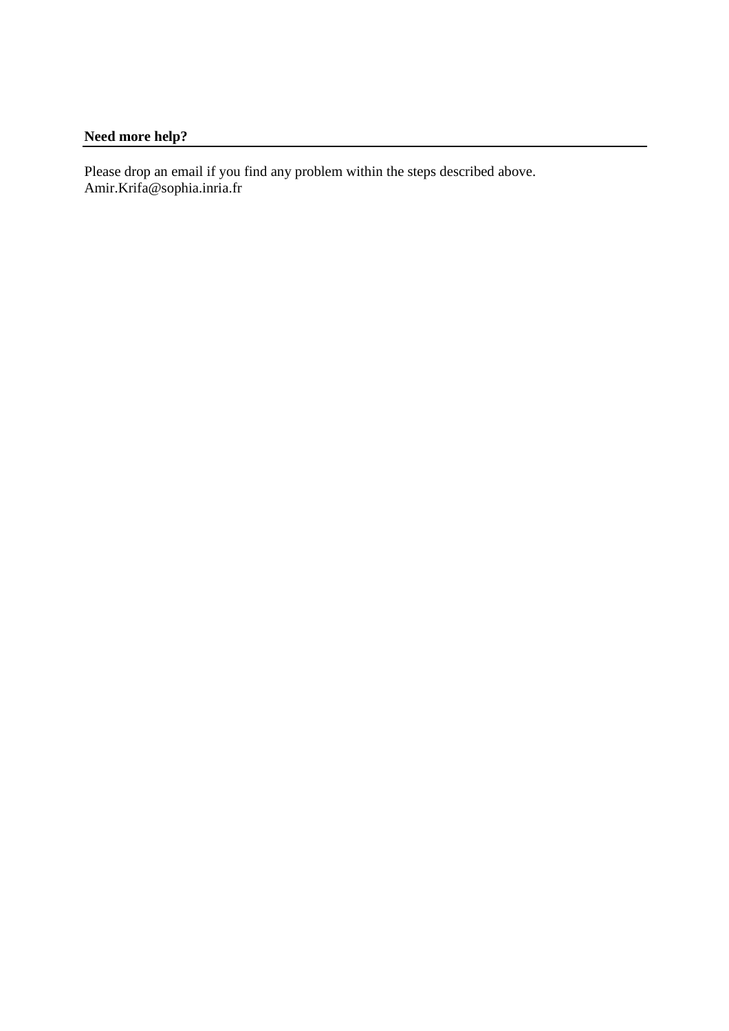## Need more help?

Please drop an email if you find any problem within the steps described above.
Amir.Krifa@sophia.inria.fr